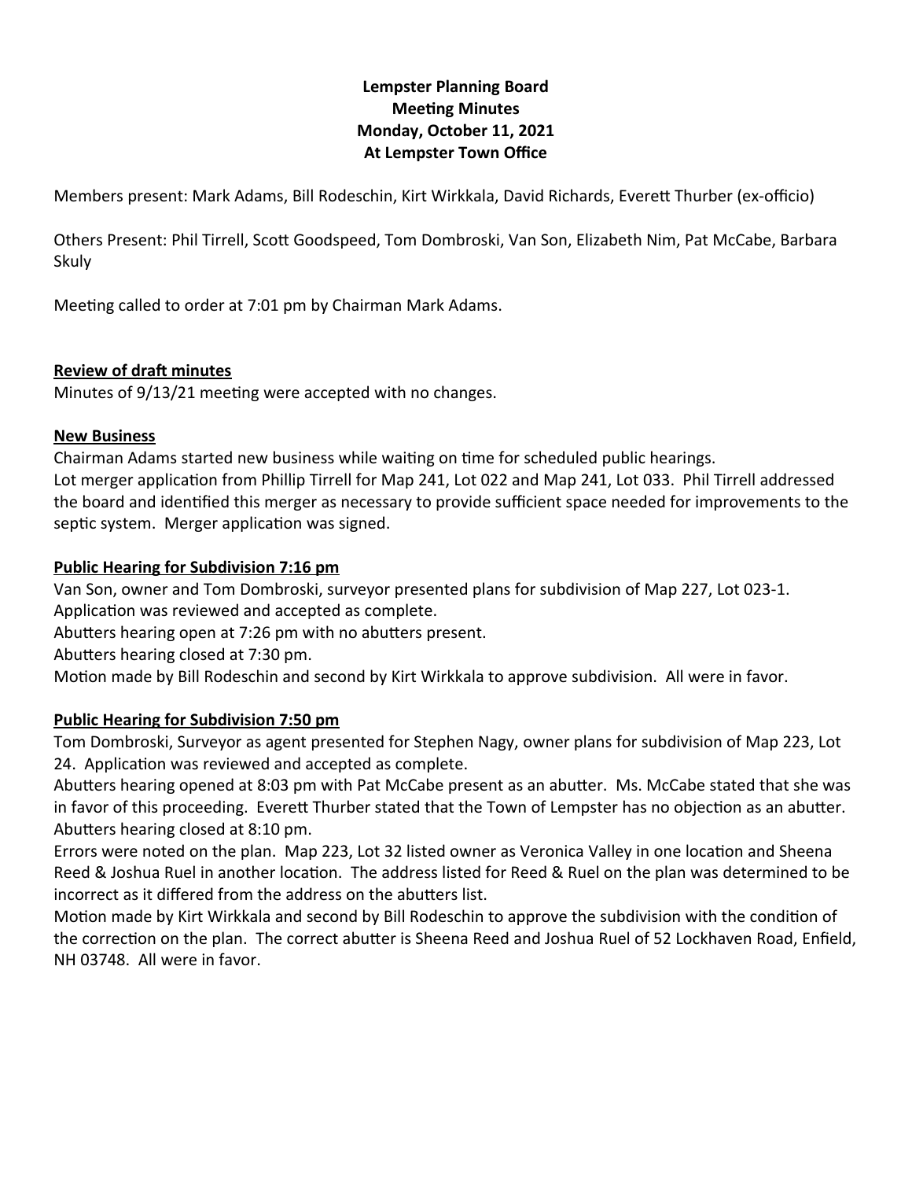**Lempster Planning Board**
**Meeting Minutes**
**Monday, October 11, 2021**
**At Lempster Town Office**

Members present: Mark Adams, Bill Rodeschin, Kirt Wirkkala, David Richards, Everett Thurber (ex-officio)

Others Present: Phil Tirrell, Scott Goodspeed, Tom Dombroski, Van Son, Elizabeth Nim, Pat McCabe, Barbara Skuly

Meeting called to order at 7:01 pm by Chairman Mark Adams.

**Review of draft minutes**

Minutes of 9/13/21 meeting were accepted with no changes.

**New Business**

Chairman Adams started new business while waiting on time for scheduled public hearings.
Lot merger application from Phillip Tirrell for Map 241, Lot 022 and Map 241, Lot 033. Phil Tirrell addressed the board and identified this merger as necessary to provide sufficient space needed for improvements to the septic system. Merger application was signed.

**Public Hearing for Subdivision 7:16 pm**

Van Son, owner and Tom Dombroski, surveyor presented plans for subdivision of Map 227, Lot 023-1.
Application was reviewed and accepted as complete.
Abutters hearing open at 7:26 pm with no abutters present.
Abutters hearing closed at 7:30 pm.
Motion made by Bill Rodeschin and second by Kirt Wirkkala to approve subdivision. All were in favor.

**Public Hearing for Subdivision 7:50 pm**

Tom Dombroski, Surveyor as agent presented for Stephen Nagy, owner plans for subdivision of Map 223, Lot 24. Application was reviewed and accepted as complete.
Abutters hearing opened at 8:03 pm with Pat McCabe present as an abutter. Ms. McCabe stated that she was in favor of this proceeding. Everett Thurber stated that the Town of Lempster has no objection as an abutter.
Abutters hearing closed at 8:10 pm.
Errors were noted on the plan. Map 223, Lot 32 listed owner as Veronica Valley in one location and Sheena Reed & Joshua Ruel in another location. The address listed for Reed & Ruel on the plan was determined to be incorrect as it differed from the address on the abutters list.
Motion made by Kirt Wirkkala and second by Bill Rodeschin to approve the subdivision with the condition of the correction on the plan. The correct abutter is Sheena Reed and Joshua Ruel of 52 Lockhaven Road, Enfield, NH 03748. All were in favor.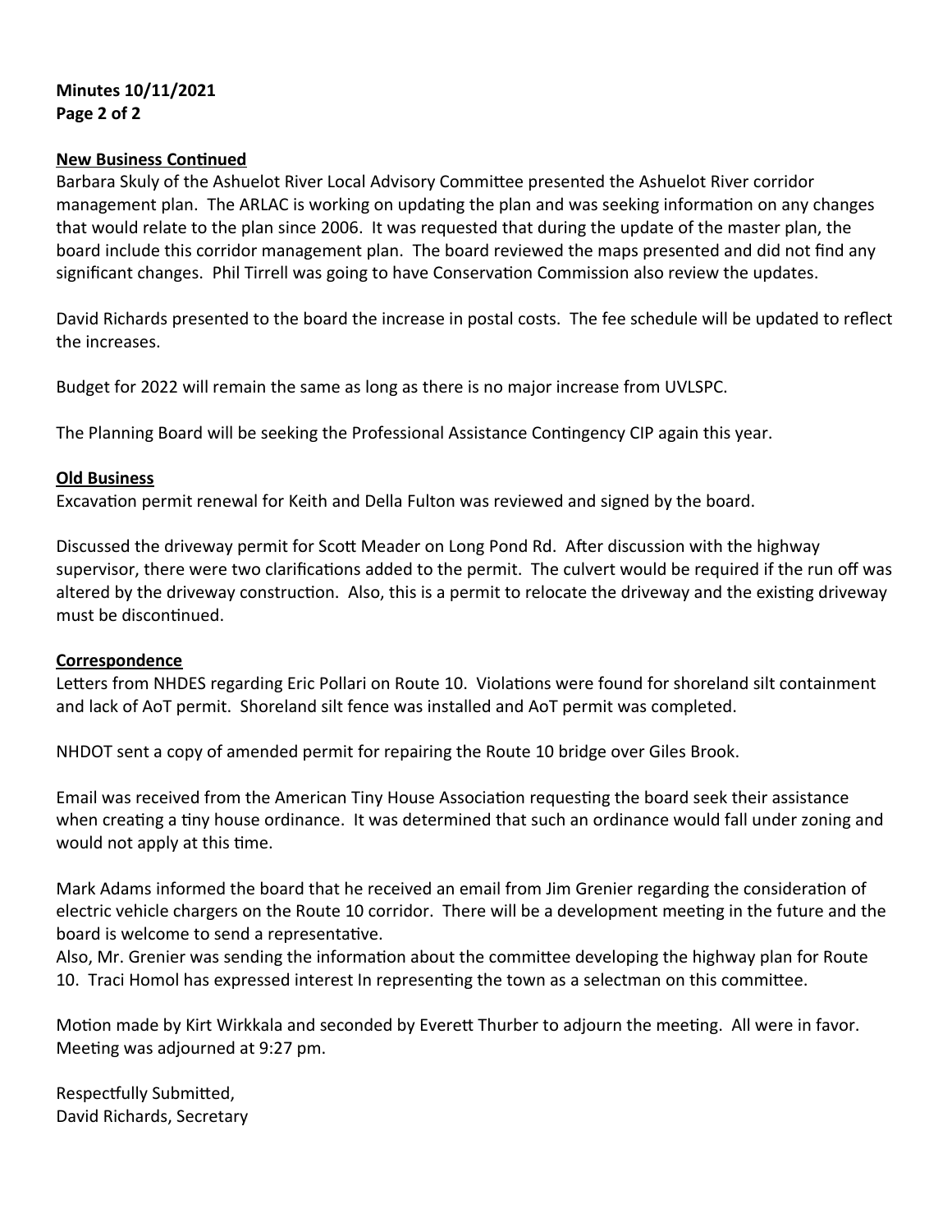**New Business Continued**

Barbara Skuly of the Ashuelot River Local Advisory Committee presented the Ashuelot River corridor management plan. The ARLAC is working on updating the plan and was seeking information on any changes that would relate to the plan since 2006. It was requested that during the update of the master plan, the board include this corridor management plan. The board reviewed the maps presented and did not find any significant changes. Phil Tirrell was going to have Conservation Commission also review the updates.

David Richards presented to the board the increase in postal costs. The fee schedule will be updated to reflect the increases.

Budget for 2022 will remain the same as long as there is no major increase from UVLSPC.

The Planning Board will be seeking the Professional Assistance Contingency CIP again this year.

**Old Business**

Excavation permit renewal for Keith and Della Fulton was reviewed and signed by the board.

Discussed the driveway permit for Scott Meader on Long Pond Rd. After discussion with the highway supervisor, there were two clarifications added to the permit. The culvert would be required if the run off was altered by the driveway construction. Also, this is a permit to relocate the driveway and the existing driveway must be discontinued.

**Correspondence**

Letters from NHDES regarding Eric Pollari on Route 10. Violations were found for shoreland silt containment and lack of AoT permit. Shoreland silt fence was installed and AoT permit was completed.

NHDOT sent a copy of amended permit for repairing the Route 10 bridge over Giles Brook.

Email was received from the American Tiny House Association requesting the board seek their assistance when creating a tiny house ordinance. It was determined that such an ordinance would fall under zoning and would not apply at this time.

Mark Adams informed the board that he received an email from Jim Grenier regarding the consideration of electric vehicle chargers on the Route 10 corridor. There will be a development meeting in the future and the board is welcome to send a representative.
Also, Mr. Grenier was sending the information about the committee developing the highway plan for Route 10. Traci Homol has expressed interest In representing the town as a selectman on this committee.

Motion made by Kirt Wirkkala and seconded by Everett Thurber to adjourn the meeting. All were in favor. Meeting was adjourned at 9:27 pm.

Respectfully Submitted,
David Richards, Secretary